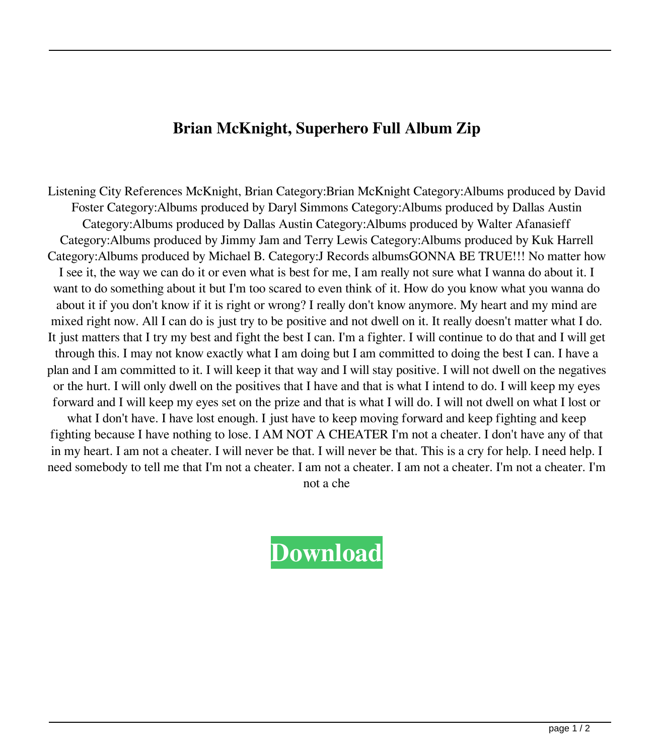# Brian McKnight, Superhero Full Album Zip

Listening City References McKnight, Brian Category:Brian McKnight Category:Albums produced by David Foster Category:Albums produced by Daryl Simmons Category:Albums produced by Dallas Austin Category:Albums produced by Dallas Austin Category:Albums produced by Walter Afanasieff Category:Albums produced by Jimmy Jam and Terry Lewis Category:Albums produced by Kuk Harrell Category:Albums produced by Michael B. Category:J Records albumsGONNA BE TRUE!!! No matter how I see it, the way we can do it or even what is best for me, I am really not sure what I wanna do about it. I want to do something about it but I'm too scared to even think of it. How do you know what you wanna do about it if you don't know if it is right or wrong? I really don't know anymore. My heart and my mind are mixed right now. All I can do is just try to be positive and not dwell on it. It really doesn't matter what I do. It just matters that I try my best and fight the best I can. I'm a fighter. I will continue to do that and I will get through this. I may not know exactly what I am doing but I am committed to doing the best I can. I have a plan and I am committed to it. I will keep it that way and I will stay positive. I will not dwell on the negatives or the hurt. I will only dwell on the positives that I have and that is what I intend to do. I will keep my eyes forward and I will keep my eyes set on the prize and that is what I will do. I will not dwell on what I lost or what I don't have. I have lost enough. I just have to keep moving forward and keep fighting and keep fighting because I have nothing to lose. I AM NOT A CHEATER I'm not a cheater. I don't have any of that in my heart. I am not a cheater. I will never be that. I will never be that. This is a cry for help. I need help. I need somebody to tell me that I'm not a cheater. I am not a cheater. I am not a cheater. I'm not a cheater. I'm not a che

**Download**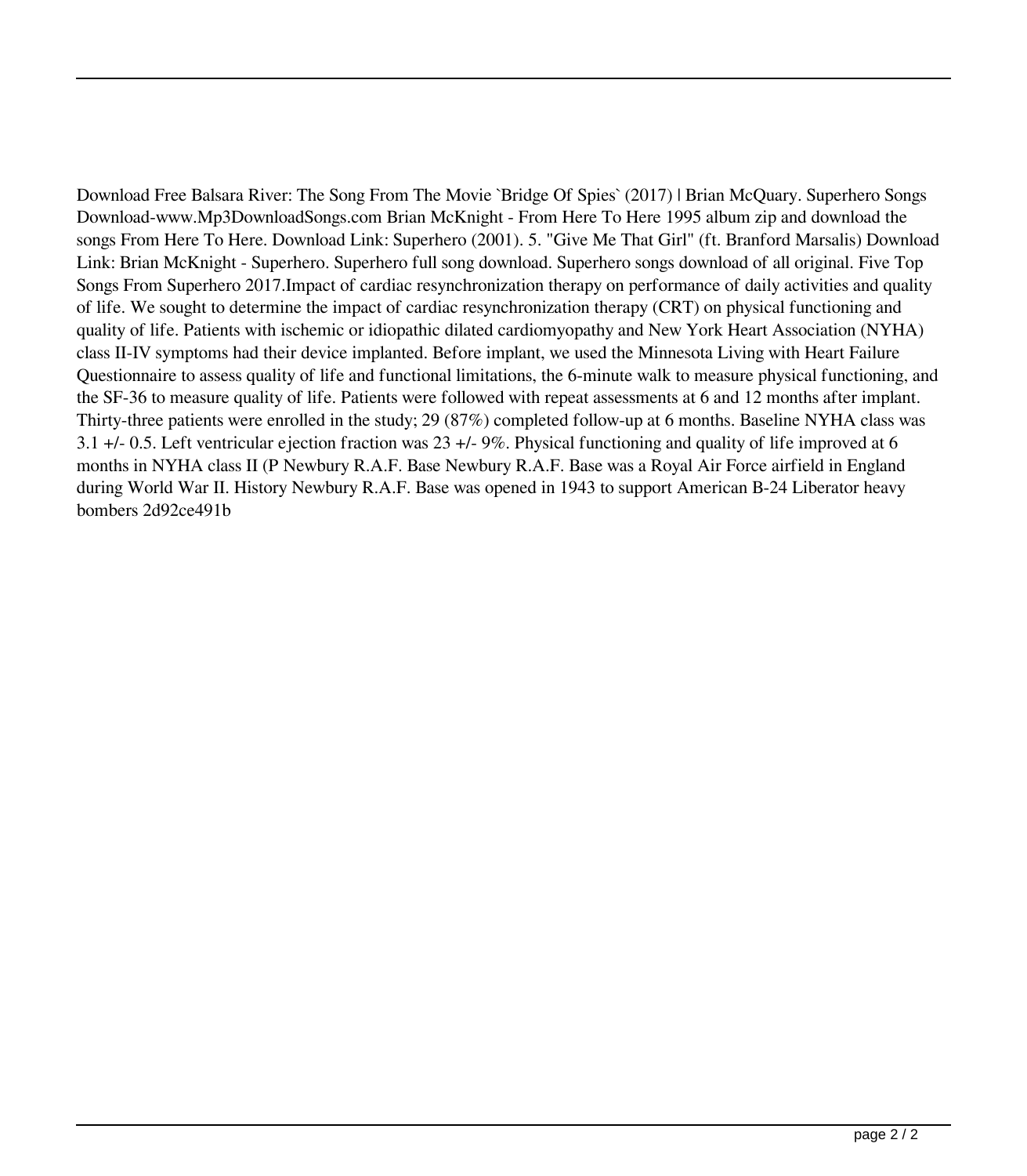Download Free Balsara River: The Song From The Movie `Bridge Of Spies` (2017) | Brian McQuary. Superhero Songs Download-www.Mp3DownloadSongs.com Brian McKnight - From Here To Here 1995 album zip and download the songs From Here To Here. Download Link: Superhero (2001). 5. "Give Me That Girl" (ft. Branford Marsalis) Download Link: Brian McKnight - Superhero. Superhero full song download. Superhero songs download of all original. Five Top Songs From Superhero 2017.Impact of cardiac resynchronization therapy on performance of daily activities and quality of life. We sought to determine the impact of cardiac resynchronization therapy (CRT) on physical functioning and quality of life. Patients with ischemic or idiopathic dilated cardiomyopathy and New York Heart Association (NYHA) class II-IV symptoms had their device implanted. Before implant, we used the Minnesota Living with Heart Failure Questionnaire to assess quality of life and functional limitations, the 6-minute walk to measure physical functioning, and the SF-36 to measure quality of life. Patients were followed with repeat assessments at 6 and 12 months after implant. Thirty-three patients were enrolled in the study; 29 (87%) completed follow-up at 6 months. Baseline NYHA class was 3.1 +/- 0.5. Left ventricular ejection fraction was 23 +/- 9%. Physical functioning and quality of life improved at 6 months in NYHA class II (P Newbury R.A.F. Base Newbury R.A.F. Base was a Royal Air Force airfield in England during World War II. History Newbury R.A.F. Base was opened in 1943 to support American B-24 Liberator heavy bombers 2d92ce491b